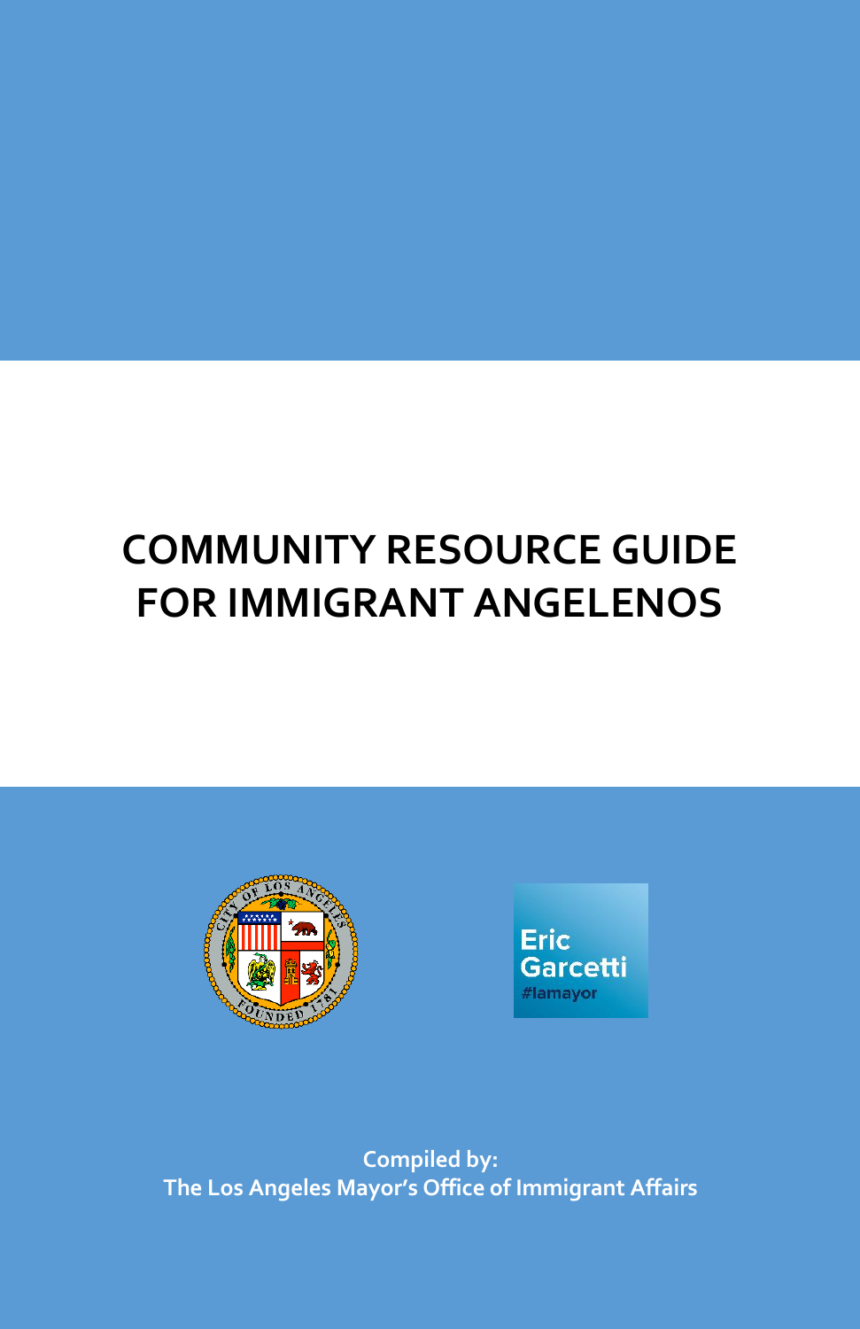# COMMUNITY RESOURCE GUIDE FOR IMMIGRANT ANGELENOS

Eric Garcetti
#lamayor

**Compiled by:**
**The Los Angeles Mayor's Office of Immigrant Affairs**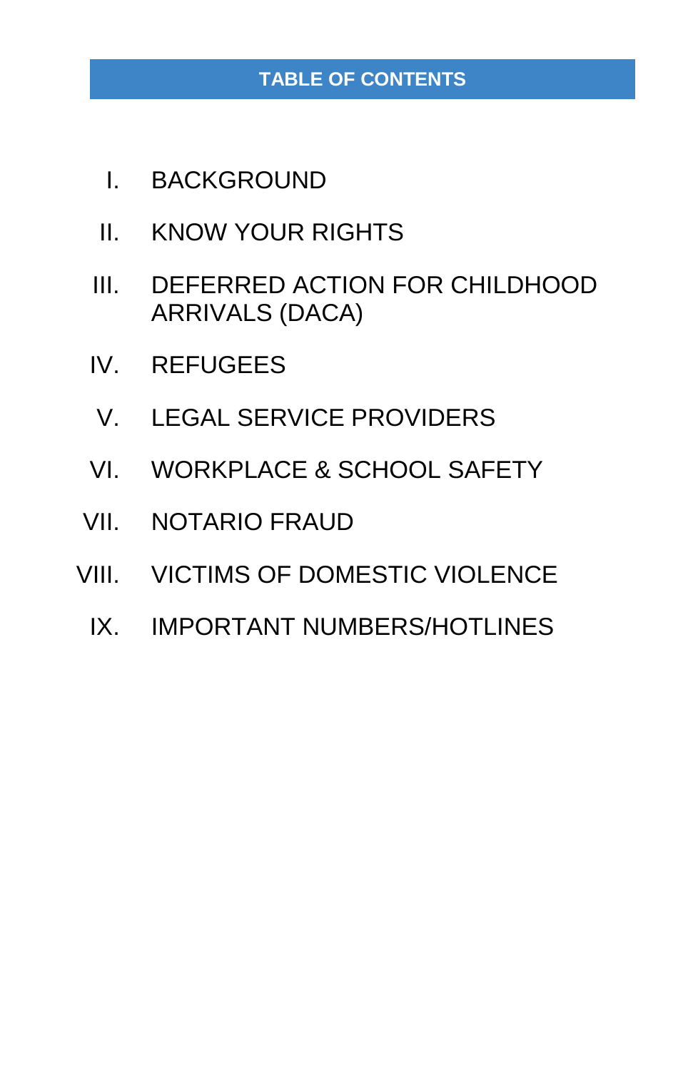## TABLE OF CONTENTS

I. BACKGROUND

II. KNOW YOUR RIGHTS

III. DEFERRED ACTION FOR CHILDHOOD ARRIVALS (DACA)

IV. REFUGEES

V. LEGAL SERVICE PROVIDERS

VI. WORKPLACE & SCHOOL SAFETY

VII. NOTARIO FRAUD

VIII. VICTIMS OF DOMESTIC VIOLENCE

IX. IMPORTANT NUMBERS/HOTLINES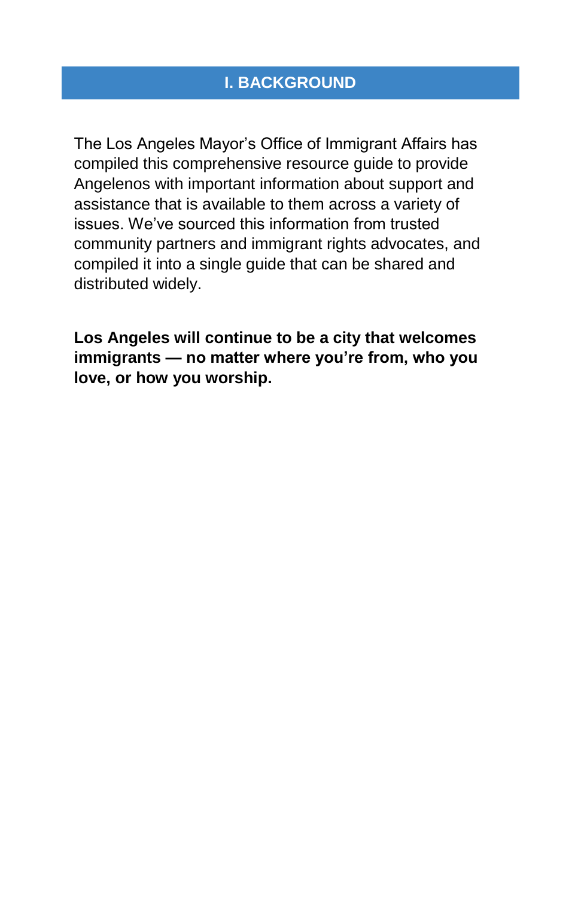## I. BACKGROUND

The Los Angeles Mayor’s Office of Immigrant Affairs has compiled this comprehensive resource guide to provide Angelenos with important information about support and assistance that is available to them across a variety of issues. We’ve sourced this information from trusted community partners and immigrant rights advocates, and compiled it into a single guide that can be shared and distributed widely.

**Los Angeles will continue to be a city that welcomes immigrants — no matter where you’re from, who you love, or how you worship.**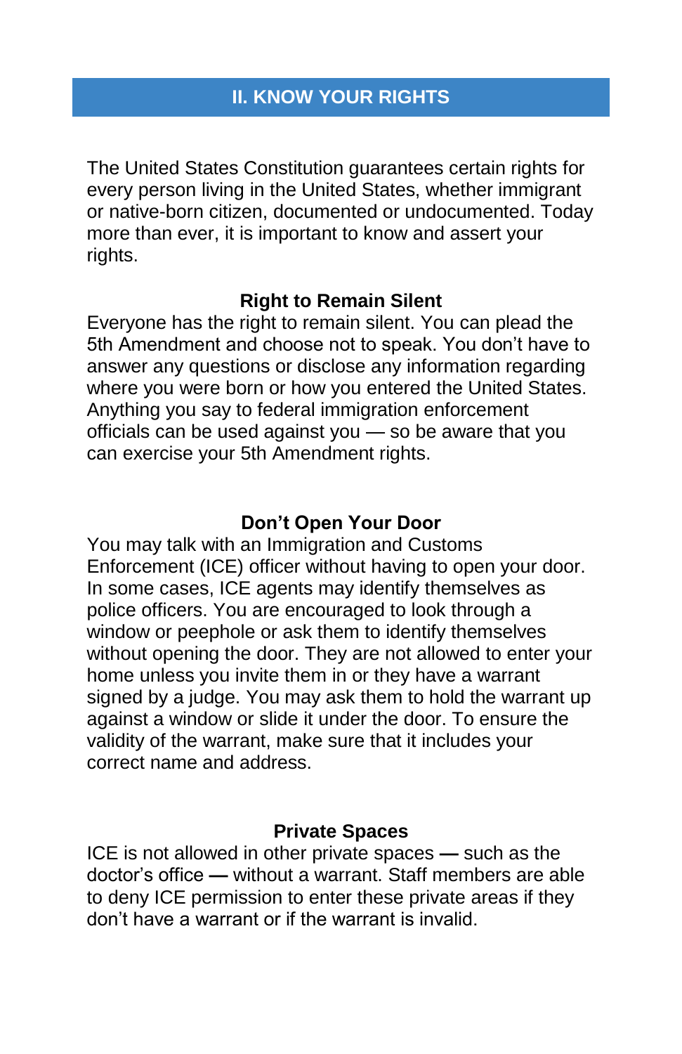## II. KNOW YOUR RIGHTS

The United States Constitution guarantees certain rights for every person living in the United States, whether immigrant or native-born citizen, documented or undocumented. Today more than ever, it is important to know and assert your rights.

### Right to Remain Silent

Everyone has the right to remain silent. You can plead the 5th Amendment and choose not to speak. You don't have to answer any questions or disclose any information regarding where you were born or how you entered the United States. Anything you say to federal immigration enforcement officials can be used against you — so be aware that you can exercise your 5th Amendment rights.

### Don't Open Your Door

You may talk with an Immigration and Customs Enforcement (ICE) officer without having to open your door. In some cases, ICE agents may identify themselves as police officers. You are encouraged to look through a window or peephole or ask them to identify themselves without opening the door. They are not allowed to enter your home unless you invite them in or they have a warrant signed by a judge. You may ask them to hold the warrant up against a window or slide it under the door. To ensure the validity of the warrant, make sure that it includes your correct name and address.

### Private Spaces

ICE is not allowed in other private spaces **—** such as the doctor's office **—** without a warrant. Staff members are able to deny ICE permission to enter these private areas if they don't have a warrant or if the warrant is invalid.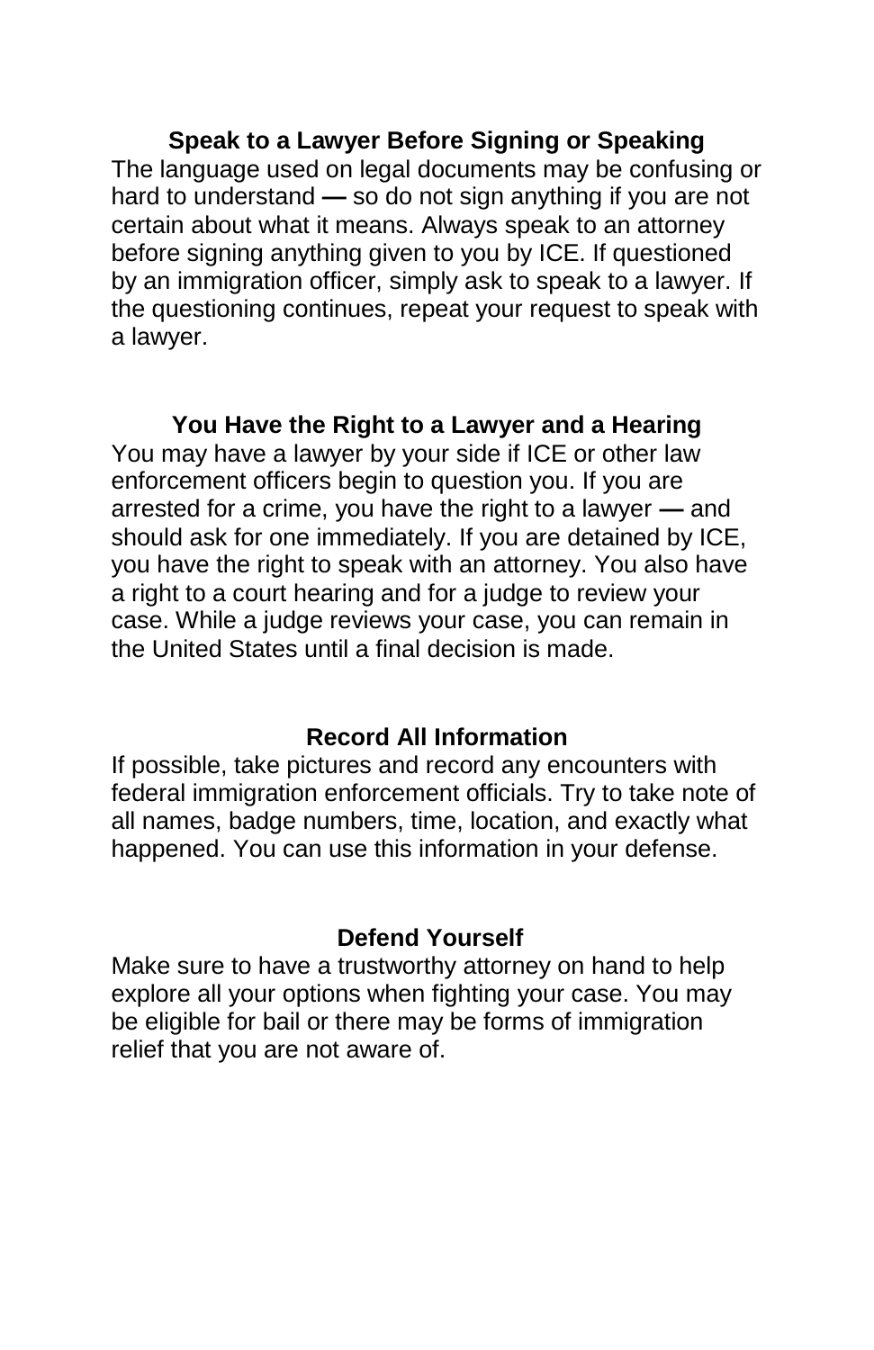## Speak to a Lawyer Before Signing or Speaking

The language used on legal documents may be confusing or hard to understand **—** so do not sign anything if you are not certain about what it means. Always speak to an attorney before signing anything given to you by ICE. If questioned by an immigration officer, simply ask to speak to a lawyer. If the questioning continues, repeat your request to speak with a lawyer.

## You Have the Right to a Lawyer and a Hearing

You may have a lawyer by your side if ICE or other law enforcement officers begin to question you. If you are arrested for a crime, you have the right to a lawyer **—** and should ask for one immediately. If you are detained by ICE, you have the right to speak with an attorney. You also have a right to a court hearing and for a judge to review your case. While a judge reviews your case, you can remain in the United States until a final decision is made.

## Record All Information

If possible, take pictures and record any encounters with federal immigration enforcement officials. Try to take note of all names, badge numbers, time, location, and exactly what happened. You can use this information in your defense.

## Defend Yourself

Make sure to have a trustworthy attorney on hand to help explore all your options when fighting your case. You may be eligible for bail or there may be forms of immigration relief that you are not aware of.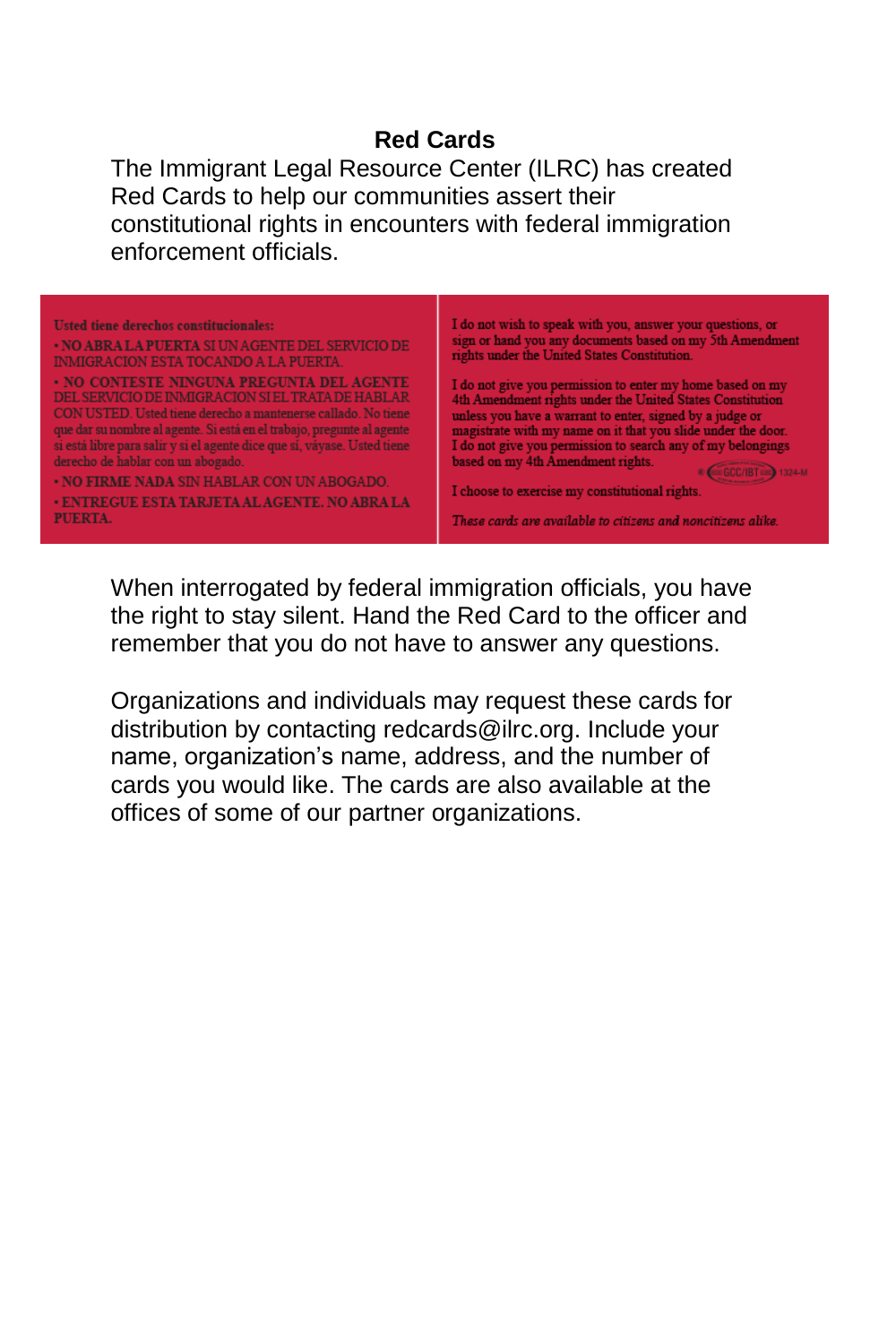**Red Cards**

The Immigrant Legal Resource Center (ILRC) has created Red Cards to help our communities assert their constitutional rights in encounters with federal immigration enforcement officials.

Usted tiene derechos constitucionales:

- NO ABRA LA PUERTA SI UN AGENTE DEL SERVICIO DE INMIGRACION ESTA TOCANDO A LA PUERTA.
- NO CONTESTE NINGUNA PREGUNTA DEL AGENTE DEL SERVICIO DE INMIGRACION SI EL TRATA DE HABLAR CON USTED. Usted tiene derecho a mantenerse callado. No tiene que dar su nombre al agente. Si está en el trabajo, pregunte al agente si está libre para salir y si el agente dice que si, váyase. Usted tiene derecho de hablar con un abogado.
- NO FIRME NADA SIN HABLAR CON UN ABOGADO.
- ENTREGUE ESTA TARJETA AL AGENTE. NO ABRA LA PUERTA.

I do not wish to speak with you, answer your questions, or sign or hand you any documents based on my 5th Amendment rights under the United States Constitution.

I do not give you permission to enter my home based on my 4th Amendment rights under the United States Constitution unless you have a warrant to enter, signed by a judge or magistrate with my name on it that you slide under the door. I do not give you permission to search any of my belongings based on my 4th Amendment rights.

I choose to exercise my constitutional rights.

*These cards are available to citizens and noncitizens alike.*

When interrogated by federal immigration officials, you have the right to stay silent. Hand the Red Card to the officer and remember that you do not have to answer any questions.

Organizations and individuals may request these cards for distribution by contacting redcards@ilrc.org. Include your name, organization's name, address, and the number of cards you would like. The cards are also available at the offices of some of our partner organizations.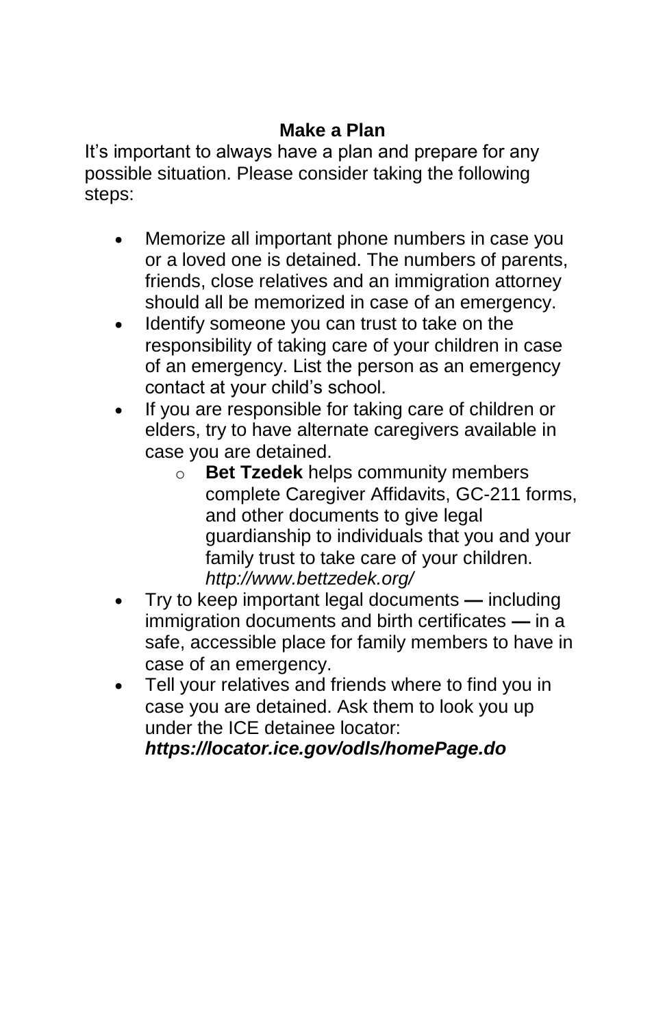## Make a Plan

It's important to always have a plan and prepare for any possible situation. Please consider taking the following steps:

- Memorize all important phone numbers in case you or a loved one is detained. The numbers of parents, friends, close relatives and an immigration attorney should all be memorized in case of an emergency.
- Identify someone you can trust to take on the responsibility of taking care of your children in case of an emergency. List the person as an emergency contact at your child's school.
- If you are responsible for taking care of children or elders, try to have alternate caregivers available in case you are detained.
    - **Bet Tzedek** helps community members complete Caregiver Affidavits, GC-211 forms, and other documents to give legal guardianship to individuals that you and your family trust to take care of your children. *http://www.bettzedek.org/*
- Try to keep important legal documents **—** including immigration documents and birth certificates **—** in a safe, accessible place for family members to have in case of an emergency.
- Tell your relatives and friends where to find you in case you are detained. Ask them to look you up under the ICE detainee locator: ***https://locator.ice.gov/odls/homePage.do***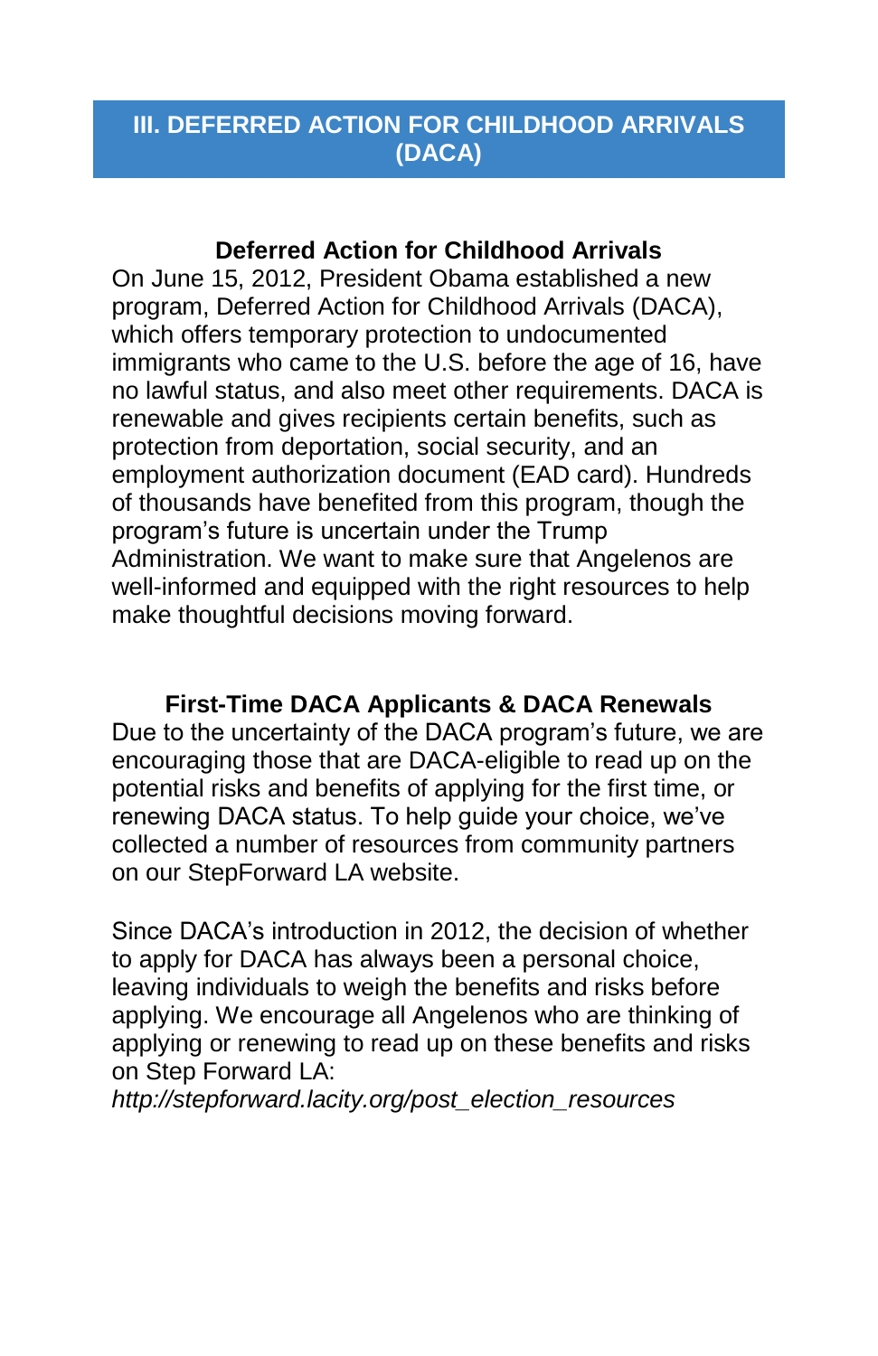## III. DEFERRED ACTION FOR CHILDHOOD ARRIVALS (DACA)

### Deferred Action for Childhood Arrivals

On June 15, 2012, President Obama established a new program, Deferred Action for Childhood Arrivals (DACA), which offers temporary protection to undocumented immigrants who came to the U.S. before the age of 16, have no lawful status, and also meet other requirements. DACA is renewable and gives recipients certain benefits, such as protection from deportation, social security, and an employment authorization document (EAD card). Hundreds of thousands have benefited from this program, though the program's future is uncertain under the Trump Administration. We want to make sure that Angelenos are well-informed and equipped with the right resources to help make thoughtful decisions moving forward.

### First-Time DACA Applicants & DACA Renewals

Due to the uncertainty of the DACA program's future, we are encouraging those that are DACA-eligible to read up on the potential risks and benefits of applying for the first time, or renewing DACA status. To help guide your choice, we've collected a number of resources from community partners on our StepForward LA website.

Since DACA's introduction in 2012, the decision of whether to apply for DACA has always been a personal choice, leaving individuals to weigh the benefits and risks before applying. We encourage all Angelenos who are thinking of applying or renewing to read up on these benefits and risks on Step Forward LA:
*http://stepforward.lacity.org/post_election_resources*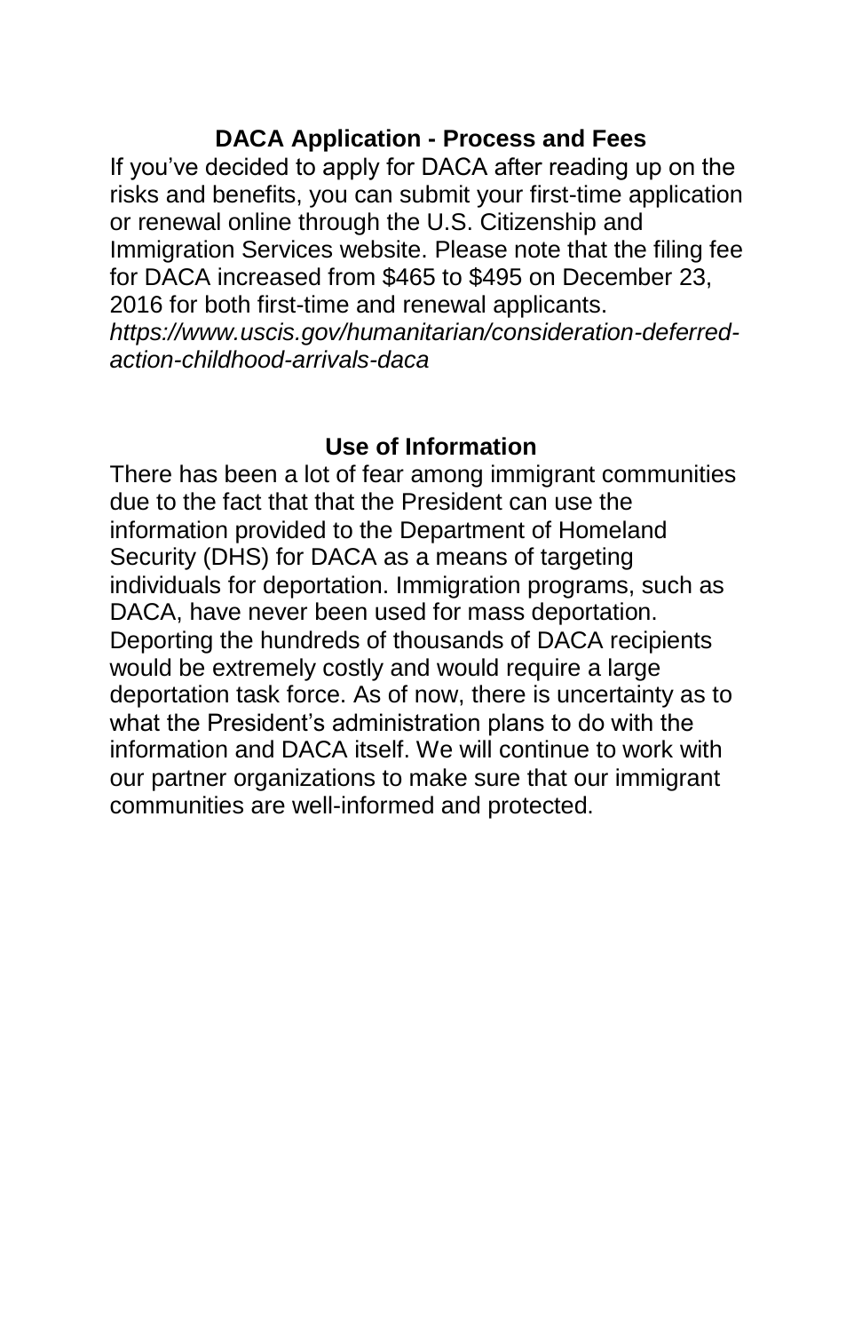## DACA Application - Process and Fees

If you've decided to apply for DACA after reading up on the risks and benefits, you can submit your first-time application or renewal online through the U.S. Citizenship and Immigration Services website. Please note that the filing fee for DACA increased from $465 to $495 on December 23, 2016 for both first-time and renewal applicants. *https://www.uscis.gov/humanitarian/consideration-deferred-action-childhood-arrivals-daca*

## Use of Information

There has been a lot of fear among immigrant communities due to the fact that that the President can use the information provided to the Department of Homeland Security (DHS) for DACA as a means of targeting individuals for deportation. Immigration programs, such as DACA, have never been used for mass deportation. Deporting the hundreds of thousands of DACA recipients would be extremely costly and would require a large deportation task force. As of now, there is uncertainty as to what the President's administration plans to do with the information and DACA itself. We will continue to work with our partner organizations to make sure that our immigrant communities are well-informed and protected.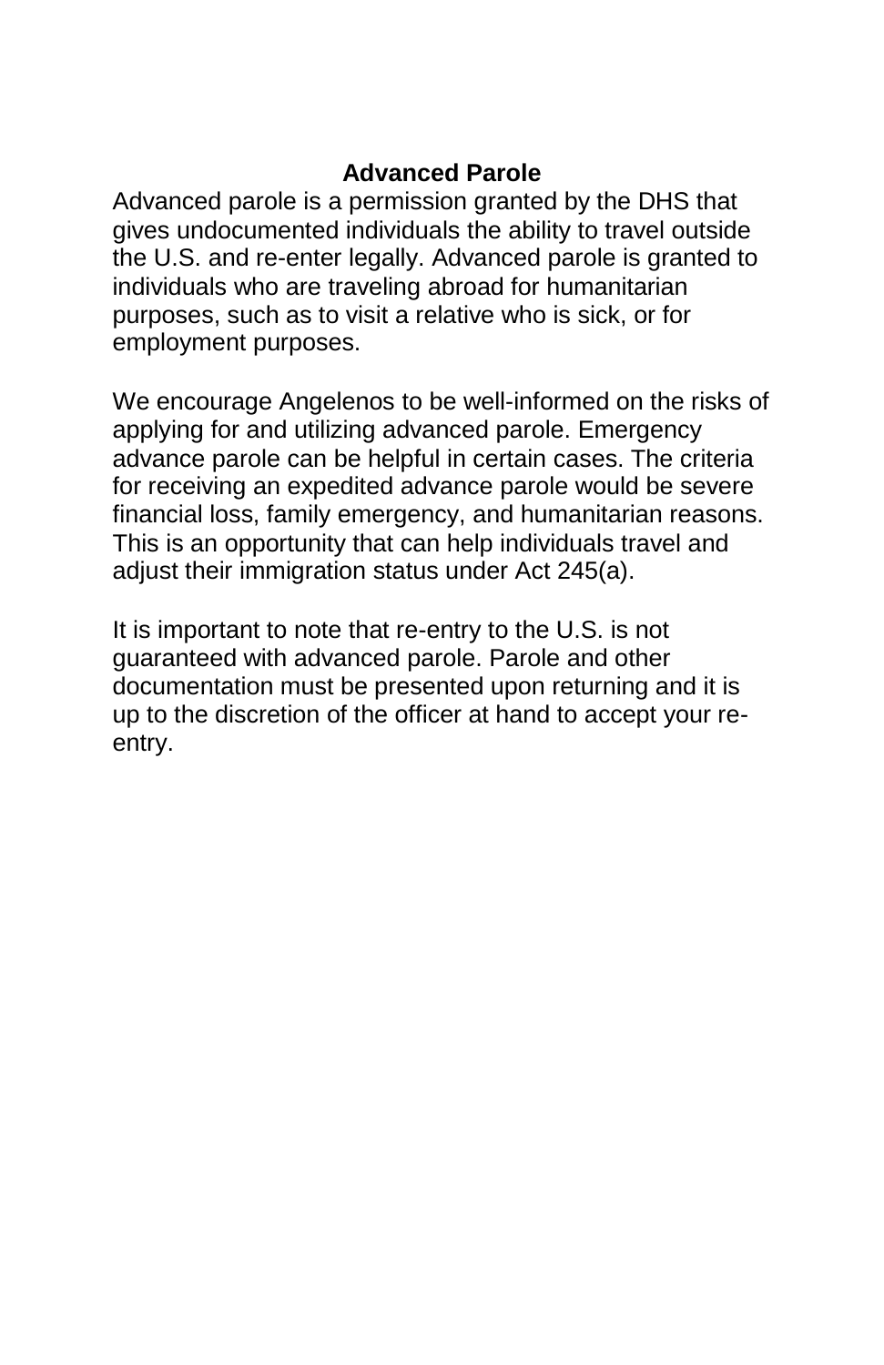## Advanced Parole

Advanced parole is a permission granted by the DHS that gives undocumented individuals the ability to travel outside the U.S. and re-enter legally. Advanced parole is granted to individuals who are traveling abroad for humanitarian purposes, such as to visit a relative who is sick, or for employment purposes.

We encourage Angelenos to be well-informed on the risks of applying for and utilizing advanced parole. Emergency advance parole can be helpful in certain cases. The criteria for receiving an expedited advance parole would be severe financial loss, family emergency, and humanitarian reasons. This is an opportunity that can help individuals travel and adjust their immigration status under Act 245(a).

It is important to note that re-entry to the U.S. is not guaranteed with advanced parole. Parole and other documentation must be presented upon returning and it is up to the discretion of the officer at hand to accept your re-entry.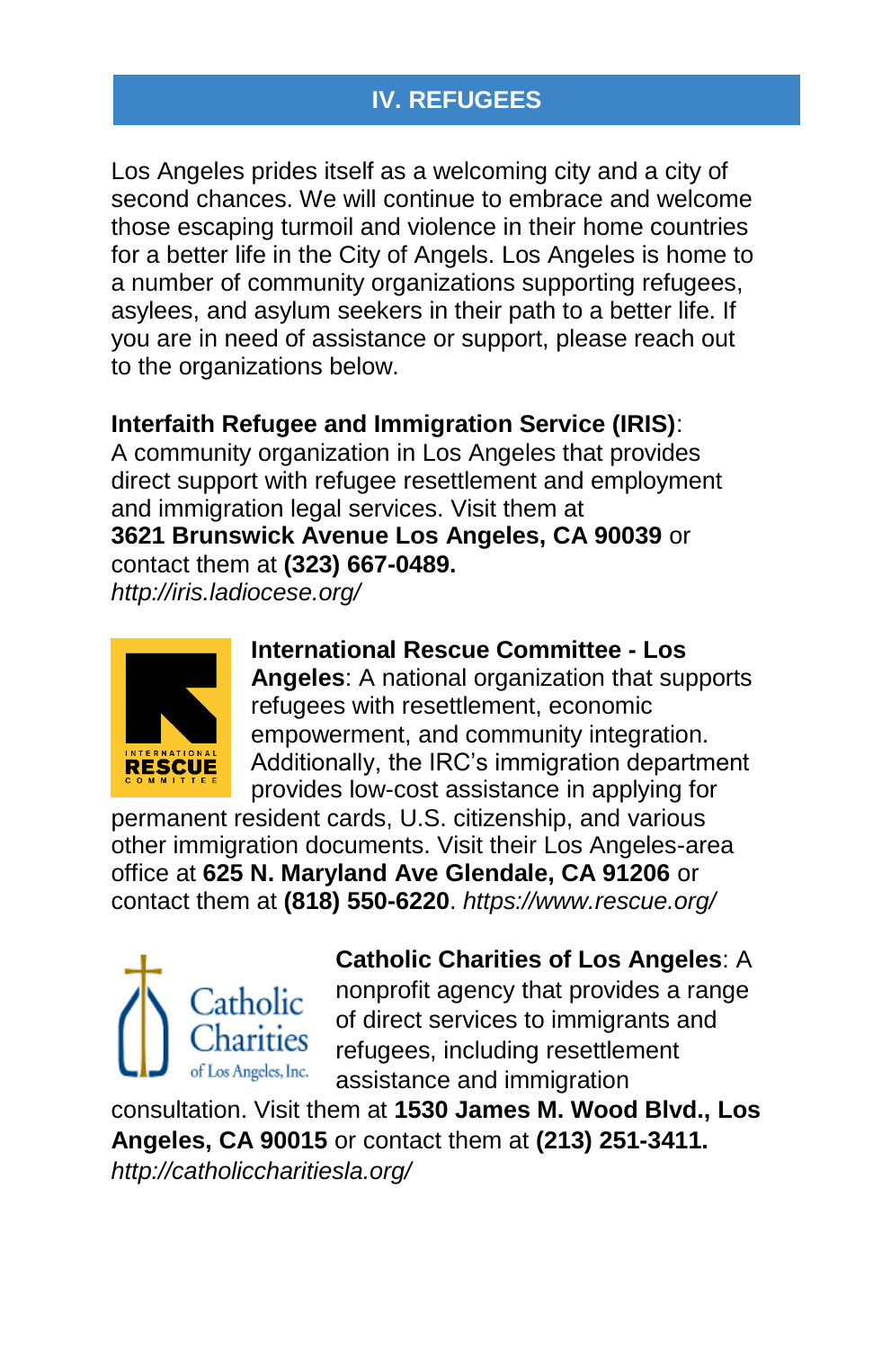## IV. REFUGEES

Los Angeles prides itself as a welcoming city and a city of second chances. We will continue to embrace and welcome those escaping turmoil and violence in their home countries for a better life in the City of Angels. Los Angeles is home to a number of community organizations supporting refugees, asylees, and asylum seekers in their path to a better life. If you are in need of assistance or support, please reach out to the organizations below.

**Interfaith Refugee and Immigration Service (IRIS)**: A community organization in Los Angeles that provides direct support with refugee resettlement and employment and immigration legal services. Visit them at **3621 Brunswick Avenue Los Angeles, CA 90039** or contact them at **(323) 667-0489.** *http://iris.ladiocese.org/*

**International Rescue Committee - Los Angeles**: A national organization that supports refugees with resettlement, economic empowerment, and community integration. Additionally, the IRC's immigration department provides low-cost assistance in applying for permanent resident cards, U.S. citizenship, and various other immigration documents. Visit their Los Angeles-area office at **625 N. Maryland Ave Glendale, CA 91206** or contact them at **(818) 550-6220**. *https://www.rescue.org/*

**Catholic Charities of Los Angeles**: A nonprofit agency that provides a range of direct services to immigrants and refugees, including resettlement assistance and immigration consultation. Visit them at **1530 James M. Wood Blvd., Los Angeles, CA 90015** or contact them at **(213) 251-3411.** *http://catholiccharitiesla.org/*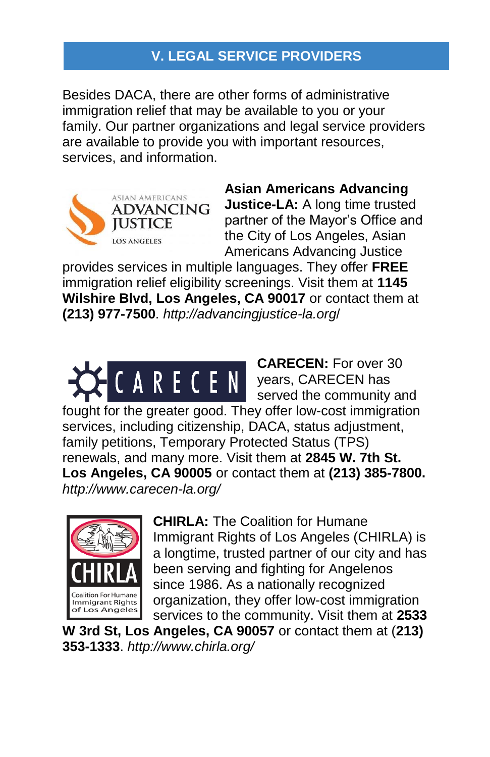## V. LEGAL SERVICE PROVIDERS

Besides DACA, there are other forms of administrative immigration relief that may be available to you or your family. Our partner organizations and legal service providers are available to provide you with important resources, services, and information.

**Asian Americans Advancing Justice-LA:** A long time trusted partner of the Mayor's Office and the City of Los Angeles, Asian Americans Advancing Justice provides services in multiple languages. They offer **FREE** immigration relief eligibility screenings. Visit them at **1145 Wilshire Blvd, Los Angeles, CA 90017** or contact them at **(213) 977-7500**. *http://advancingjustice-la.org/*

**CARECEN:** For over 30 years, CARECEN has served the community and fought for the greater good. They offer low-cost immigration services, including citizenship, DACA, status adjustment, family petitions, Temporary Protected Status (TPS) renewals, and many more. Visit them at **2845 W. 7th St. Los Angeles, CA 90005** or contact them at **(213) 385-7800.** *http://www.carecen-la.org/*

**CHIRLA:** The Coalition for Humane Immigrant Rights of Los Angeles (CHIRLA) is a longtime, trusted partner of our city and has been serving and fighting for Angelenos since 1986. As a nationally recognized organization, they offer low-cost immigration services to the community. Visit them at **2533 W 3rd St, Los Angeles, CA 90057** or contact them at (**213) 353-1333**. *http://www.chirla.org/*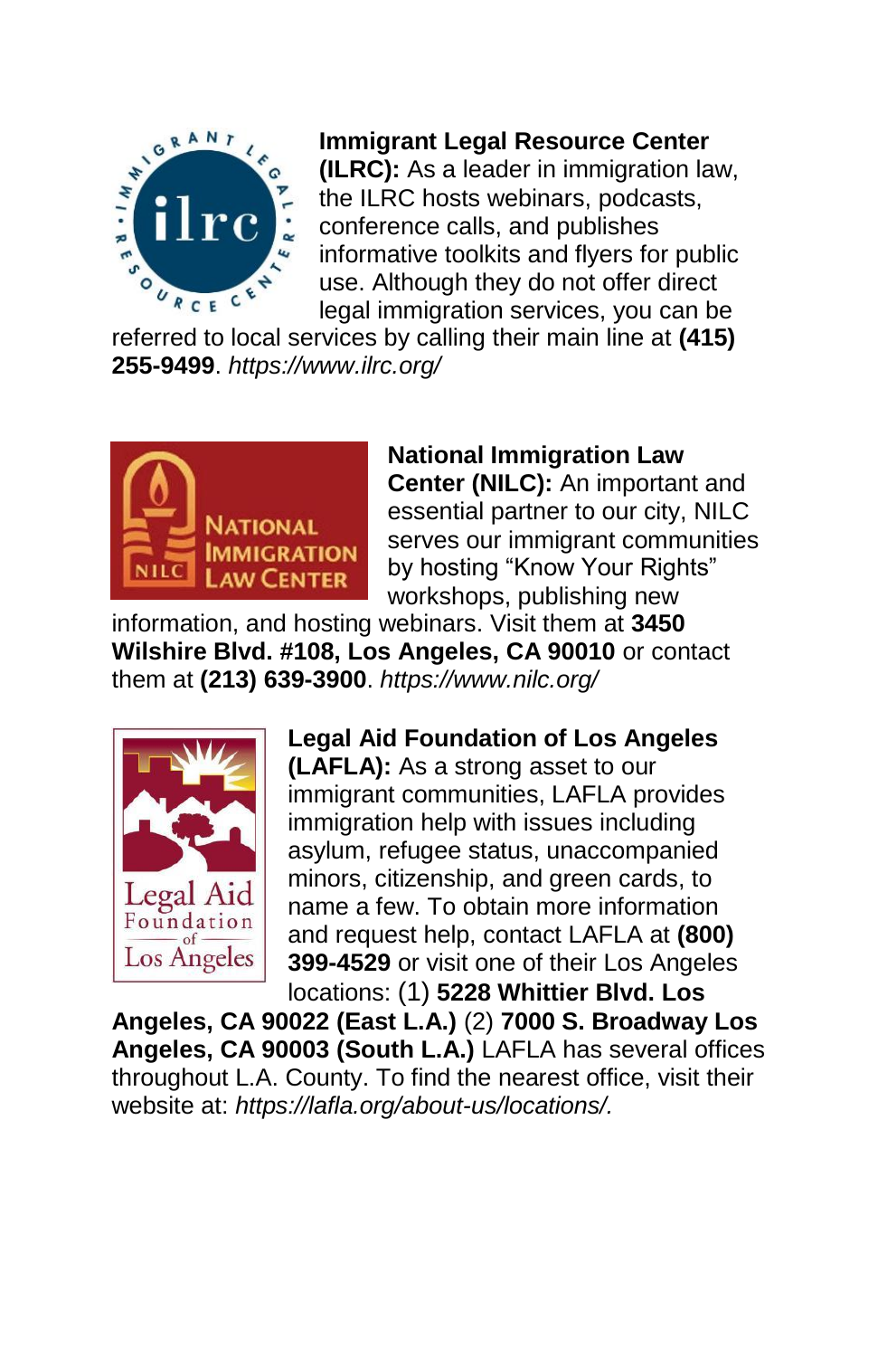**Immigrant Legal Resource Center (ILRC):** As a leader in immigration law, the ILRC hosts webinars, podcasts, conference calls, and publishes informative toolkits and flyers for public use. Although they do not offer direct legal immigration services, you can be referred to local services by calling their main line at **(415) 255-9499**. *https://www.ilrc.org/*

**National Immigration Law Center (NILC):** An important and essential partner to our city, NILC serves our immigrant communities by hosting "Know Your Rights" workshops, publishing new information, and hosting webinars. Visit them at **3450 Wilshire Blvd. #108, Los Angeles, CA 90010** or contact them at **(213) 639-3900**. *https://www.nilc.org/*

**Legal Aid Foundation of Los Angeles (LAFLA):** As a strong asset to our immigrant communities, LAFLA provides immigration help with issues including asylum, refugee status, unaccompanied minors, citizenship, and green cards, to name a few. To obtain more information and request help, contact LAFLA at **(800) 399-4529** or visit one of their Los Angeles locations: (1) **5228 Whittier Blvd. Los Angeles, CA 90022 (East L.A.)** (2) **7000 S. Broadway Los Angeles, CA 90003 (South L.A.)** LAFLA has several offices throughout L.A. County. To find the nearest office, visit their website at: *https://lafla.org/about-us/locations/.*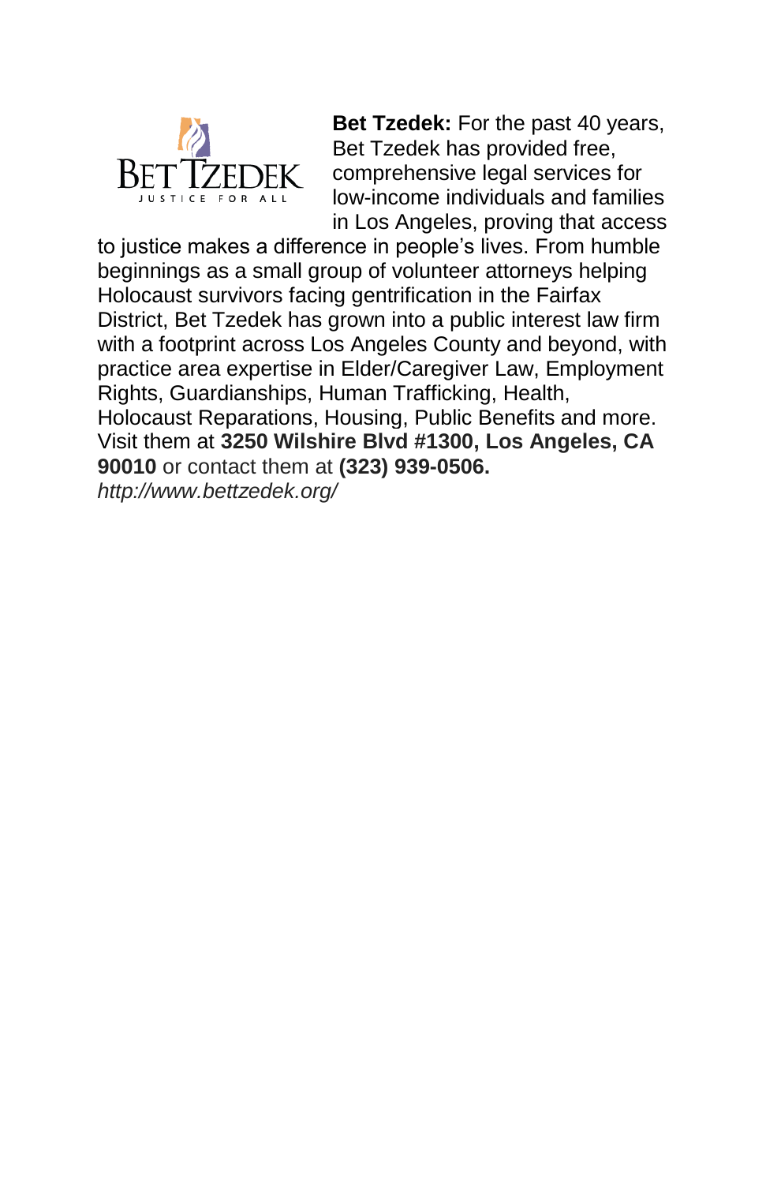**Bet Tzedek:** For the past 40 years, Bet Tzedek has provided free, comprehensive legal services for low-income individuals and families in Los Angeles, proving that access to justice makes a difference in people's lives. From humble beginnings as a small group of volunteer attorneys helping Holocaust survivors facing gentrification in the Fairfax District, Bet Tzedek has grown into a public interest law firm with a footprint across Los Angeles County and beyond, with practice area expertise in Elder/Caregiver Law, Employment Rights, Guardianships, Human Trafficking, Health, Holocaust Reparations, Housing, Public Benefits and more. Visit them at **3250 Wilshire Blvd #1300, Los Angeles, CA 90010** or contact them at **(323) 939-0506.**
*http://www.bettzedek.org/*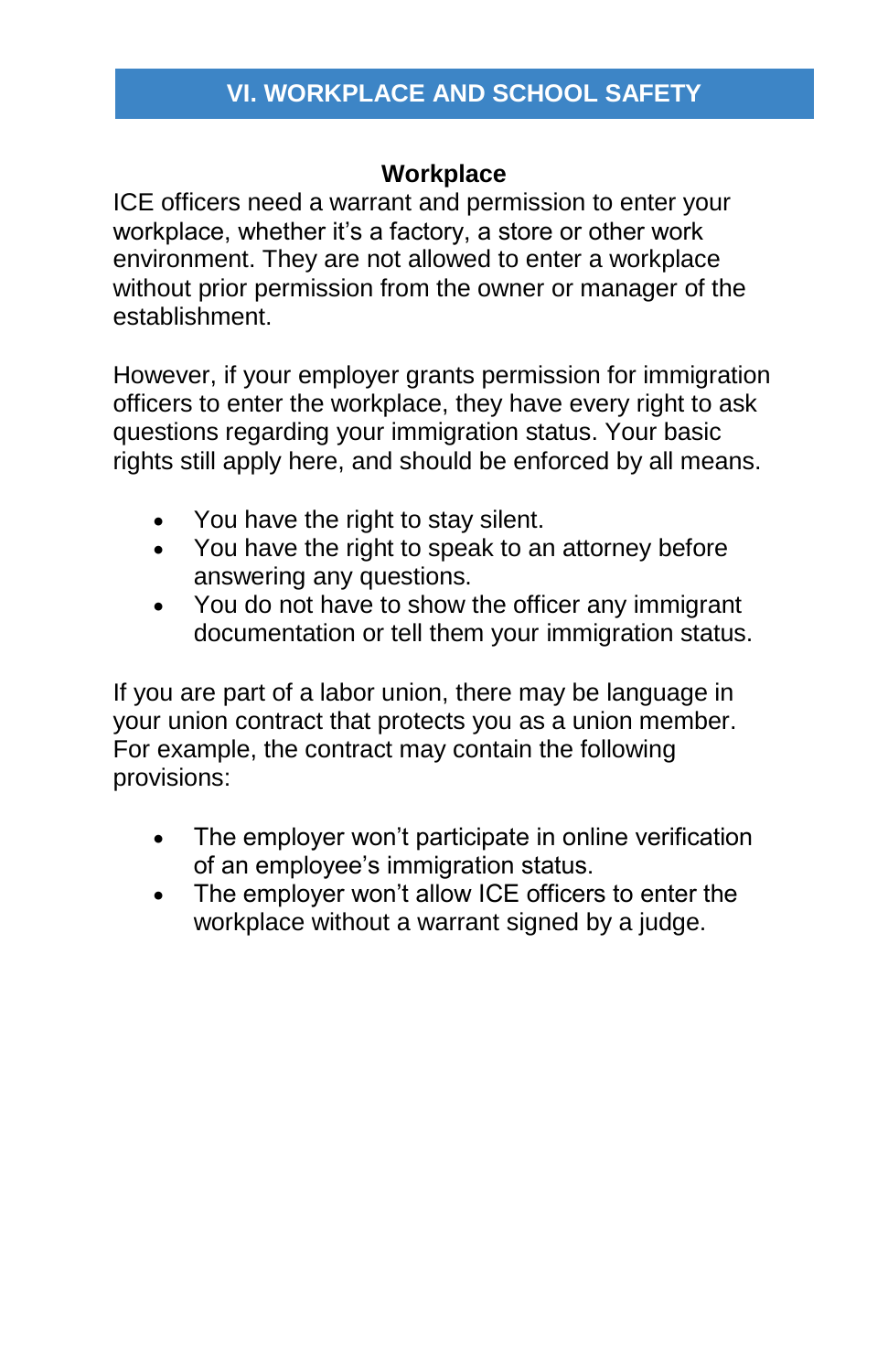## VI. WORKPLACE AND SCHOOL SAFETY

### Workplace

ICE officers need a warrant and permission to enter your workplace, whether it's a factory, a store or other work environment. They are not allowed to enter a workplace without prior permission from the owner or manager of the establishment.

However, if your employer grants permission for immigration officers to enter the workplace, they have every right to ask questions regarding your immigration status. Your basic rights still apply here, and should be enforced by all means.

- You have the right to stay silent.
- You have the right to speak to an attorney before answering any questions.
- You do not have to show the officer any immigrant documentation or tell them your immigration status.

If you are part of a labor union, there may be language in your union contract that protects you as a union member. For example, the contract may contain the following provisions:

- The employer won't participate in online verification of an employee's immigration status.
- The employer won't allow ICE officers to enter the workplace without a warrant signed by a judge.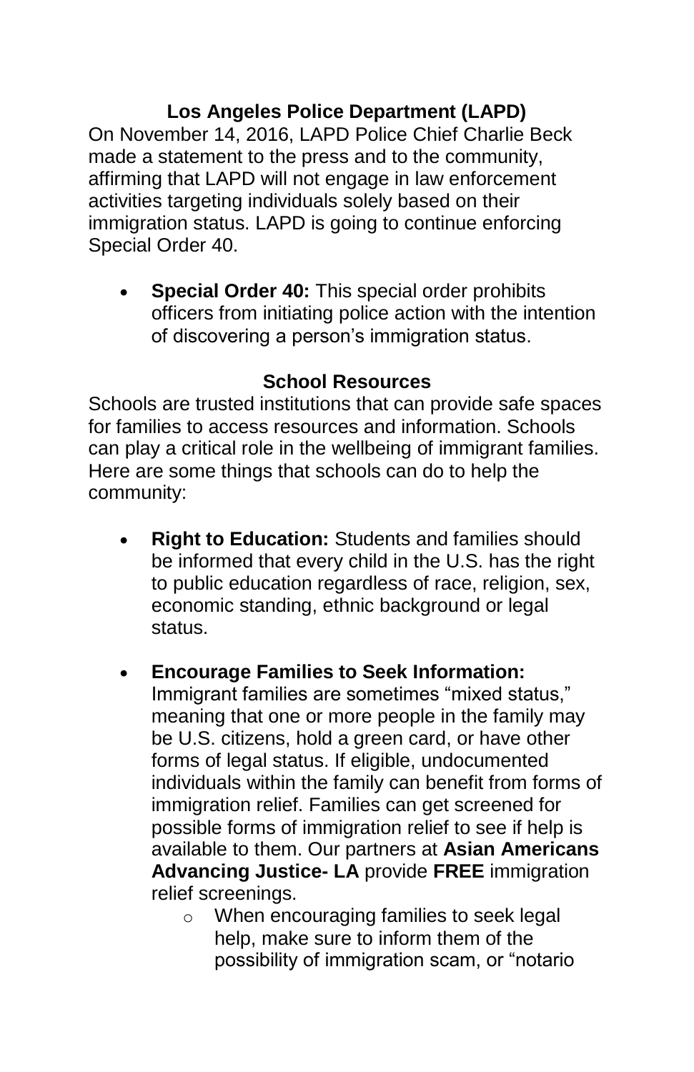## Los Angeles Police Department (LAPD)

On November 14, 2016, LAPD Police Chief Charlie Beck made a statement to the press and to the community, affirming that LAPD will not engage in law enforcement activities targeting individuals solely based on their immigration status. LAPD is going to continue enforcing Special Order 40.

- **Special Order 40:** This special order prohibits officers from initiating police action with the intention of discovering a person's immigration status.

## School Resources

Schools are trusted institutions that can provide safe spaces for families to access resources and information. Schools can play a critical role in the wellbeing of immigrant families. Here are some things that schools can do to help the community:

- **Right to Education:** Students and families should be informed that every child in the U.S. has the right to public education regardless of race, religion, sex, economic standing, ethnic background or legal status.

- **Encourage Families to Seek Information:** Immigrant families are sometimes "mixed status," meaning that one or more people in the family may be U.S. citizens, hold a green card, or have other forms of legal status. If eligible, undocumented individuals within the family can benefit from forms of immigration relief. Families can get screened for possible forms of immigration relief to see if help is available to them. Our partners at **Asian Americans Advancing Justice- LA** provide **FREE** immigration relief screenings.
  - When encouraging families to seek legal help, make sure to inform them of the possibility of immigration scam, or "notario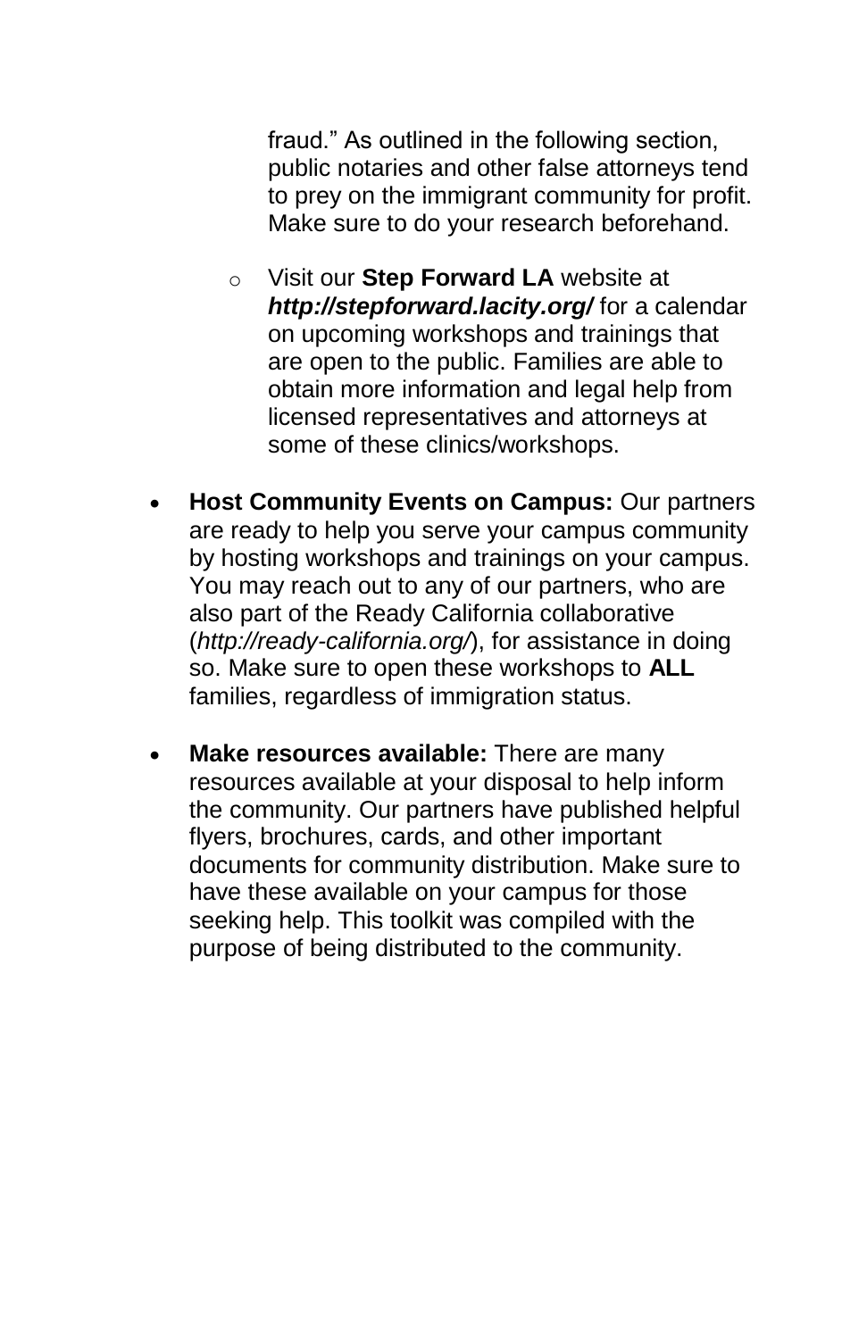fraud." As outlined in the following section, public notaries and other false attorneys tend to prey on the immigrant community for profit. Make sure to do your research beforehand.

  - Visit our **Step Forward LA** website at ***http://stepforward.lacity.org/*** for a calendar on upcoming workshops and trainings that are open to the public. Families are able to obtain more information and legal help from licensed representatives and attorneys at some of these clinics/workshops.

- **Host Community Events on Campus:** Our partners are ready to help you serve your campus community by hosting workshops and trainings on your campus. You may reach out to any of our partners, who are also part of the Ready California collaborative (*http://ready-california.org/*), for assistance in doing so. Make sure to open these workshops to **ALL** families, regardless of immigration status.

- **Make resources available:** There are many resources available at your disposal to help inform the community. Our partners have published helpful flyers, brochures, cards, and other important documents for community distribution. Make sure to have these available on your campus for those seeking help. This toolkit was compiled with the purpose of being distributed to the community.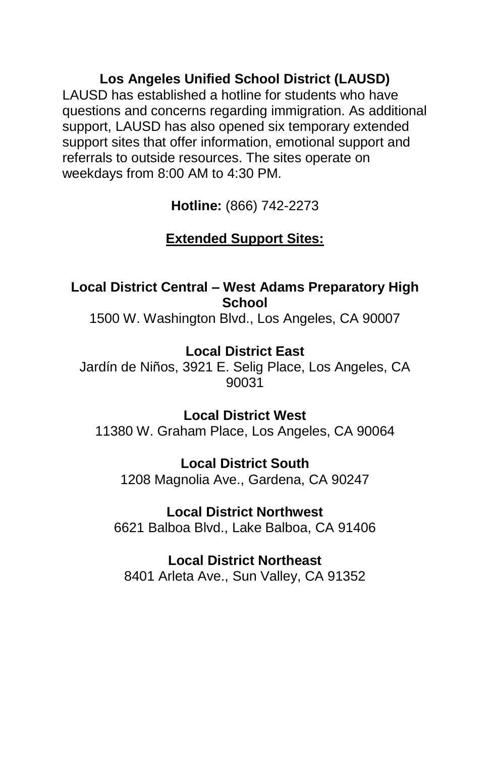## Los Angeles Unified School District (LAUSD)

LAUSD has established a hotline for students who have questions and concerns regarding immigration. As additional support, LAUSD has also opened six temporary extended support sites that offer information, emotional support and referrals to outside resources. The sites operate on weekdays from 8:00 AM to 4:30 PM.

**Hotline:** (866) 742-2273

### Extended Support Sites:

**Local District Central – West Adams Preparatory High School**
1500 W. Washington Blvd., Los Angeles, CA 90007

**Local District East**
Jardín de Niños, 3921 E. Selig Place, Los Angeles, CA 90031

**Local District West**
11380 W. Graham Place, Los Angeles, CA 90064

**Local District South**
1208 Magnolia Ave., Gardena, CA 90247

**Local District Northwest**
6621 Balboa Blvd., Lake Balboa, CA 91406

**Local District Northeast**
8401 Arleta Ave., Sun Valley, CA 91352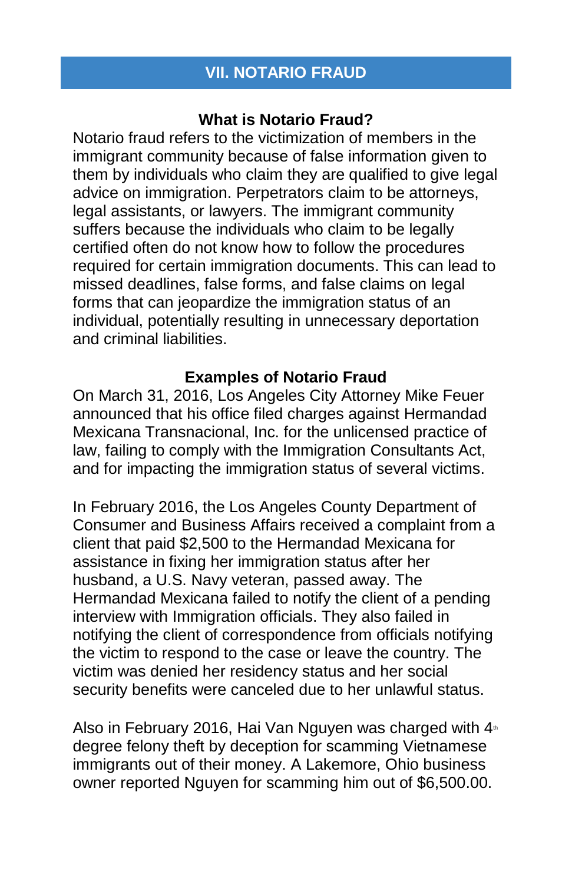## VII. NOTARIO FRAUD

### What is Notario Fraud?

Notario fraud refers to the victimization of members in the immigrant community because of false information given to them by individuals who claim they are qualified to give legal advice on immigration. Perpetrators claim to be attorneys, legal assistants, or lawyers. The immigrant community suffers because the individuals who claim to be legally certified often do not know how to follow the procedures required for certain immigration documents. This can lead to missed deadlines, false forms, and false claims on legal forms that can jeopardize the immigration status of an individual, potentially resulting in unnecessary deportation and criminal liabilities.

### Examples of Notario Fraud

On March 31, 2016, Los Angeles City Attorney Mike Feuer announced that his office filed charges against Hermandad Mexicana Transnacional, Inc. for the unlicensed practice of law, failing to comply with the Immigration Consultants Act, and for impacting the immigration status of several victims.

In February 2016, the Los Angeles County Department of Consumer and Business Affairs received a complaint from a client that paid $2,500 to the Hermandad Mexicana for assistance in fixing her immigration status after her husband, a U.S. Navy veteran, passed away. The Hermandad Mexicana failed to notify the client of a pending interview with Immigration officials. They also failed in notifying the client of correspondence from officials notifying the victim to respond to the case or leave the country. The victim was denied her residency status and her social security benefits were canceled due to her unlawful status.

Also in February 2016, Hai Van Nguyen was charged with 4th degree felony theft by deception for scamming Vietnamese immigrants out of their money. A Lakemore, Ohio business owner reported Nguyen for scamming him out of $6,500.00.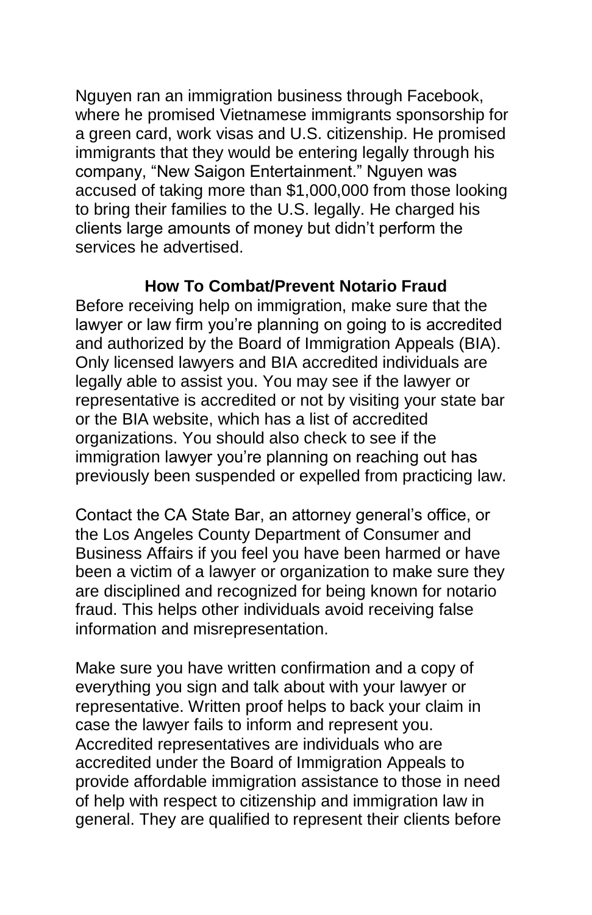Nguyen ran an immigration business through Facebook, where he promised Vietnamese immigrants sponsorship for a green card, work visas and U.S. citizenship. He promised immigrants that they would be entering legally through his company, "New Saigon Entertainment." Nguyen was accused of taking more than $1,000,000 from those looking to bring their families to the U.S. legally. He charged his clients large amounts of money but didn't perform the services he advertised.

**How To Combat/Prevent Notario Fraud**

Before receiving help on immigration, make sure that the lawyer or law firm you're planning on going to is accredited and authorized by the Board of Immigration Appeals (BIA). Only licensed lawyers and BIA accredited individuals are legally able to assist you. You may see if the lawyer or representative is accredited or not by visiting your state bar or the BIA website, which has a list of accredited organizations. You should also check to see if the immigration lawyer you're planning on reaching out has previously been suspended or expelled from practicing law.

Contact the CA State Bar, an attorney general's office, or the Los Angeles County Department of Consumer and Business Affairs if you feel you have been harmed or have been a victim of a lawyer or organization to make sure they are disciplined and recognized for being known for notario fraud. This helps other individuals avoid receiving false information and misrepresentation.

Make sure you have written confirmation and a copy of everything you sign and talk about with your lawyer or representative. Written proof helps to back your claim in case the lawyer fails to inform and represent you. Accredited representatives are individuals who are accredited under the Board of Immigration Appeals to provide affordable immigration assistance to those in need of help with respect to citizenship and immigration law in general. They are qualified to represent their clients before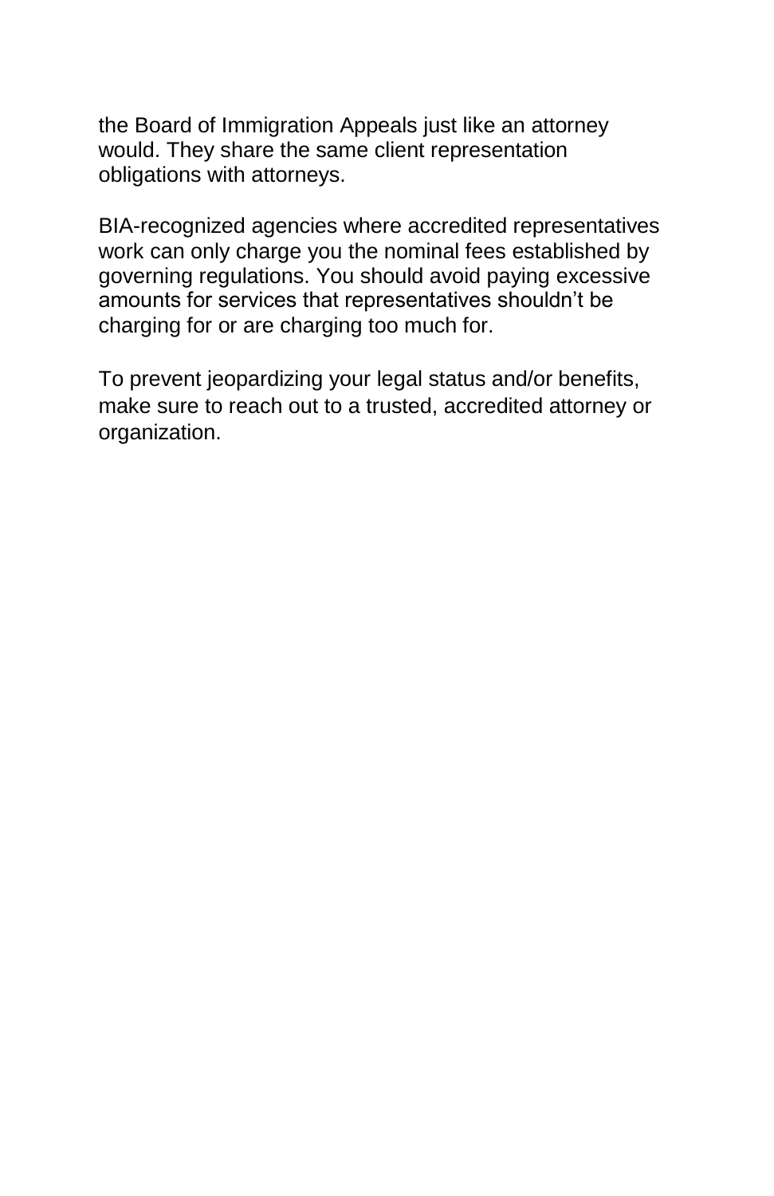the Board of Immigration Appeals just like an attorney would. They share the same client representation obligations with attorneys.

BIA-recognized agencies where accredited representatives work can only charge you the nominal fees established by governing regulations. You should avoid paying excessive amounts for services that representatives shouldn't be charging for or are charging too much for.

To prevent jeopardizing your legal status and/or benefits, make sure to reach out to a trusted, accredited attorney or organization.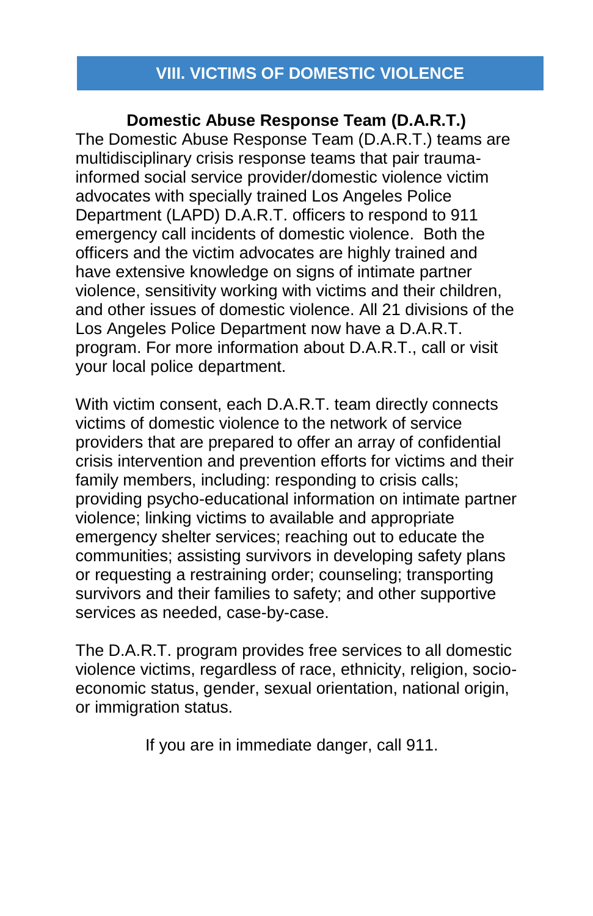## VIII. VICTIMS OF DOMESTIC VIOLENCE

**Domestic Abuse Response Team (D.A.R.T.)**

The Domestic Abuse Response Team (D.A.R.T.) teams are multidisciplinary crisis response teams that pair trauma-informed social service provider/domestic violence victim advocates with specially trained Los Angeles Police Department (LAPD) D.A.R.T. officers to respond to 911 emergency call incidents of domestic violence. Both the officers and the victim advocates are highly trained and have extensive knowledge on signs of intimate partner violence, sensitivity working with victims and their children, and other issues of domestic violence. All 21 divisions of the Los Angeles Police Department now have a D.A.R.T. program. For more information about D.A.R.T., call or visit your local police department.

With victim consent, each D.A.R.T. team directly connects victims of domestic violence to the network of service providers that are prepared to offer an array of confidential crisis intervention and prevention efforts for victims and their family members, including: responding to crisis calls; providing psycho-educational information on intimate partner violence; linking victims to available and appropriate emergency shelter services; reaching out to educate the communities; assisting survivors in developing safety plans or requesting a restraining order; counseling; transporting survivors and their families to safety; and other supportive services as needed, case-by-case.

The D.A.R.T. program provides free services to all domestic violence victims, regardless of race, ethnicity, religion, socio-economic status, gender, sexual orientation, national origin, or immigration status.

If you are in immediate danger, call 911.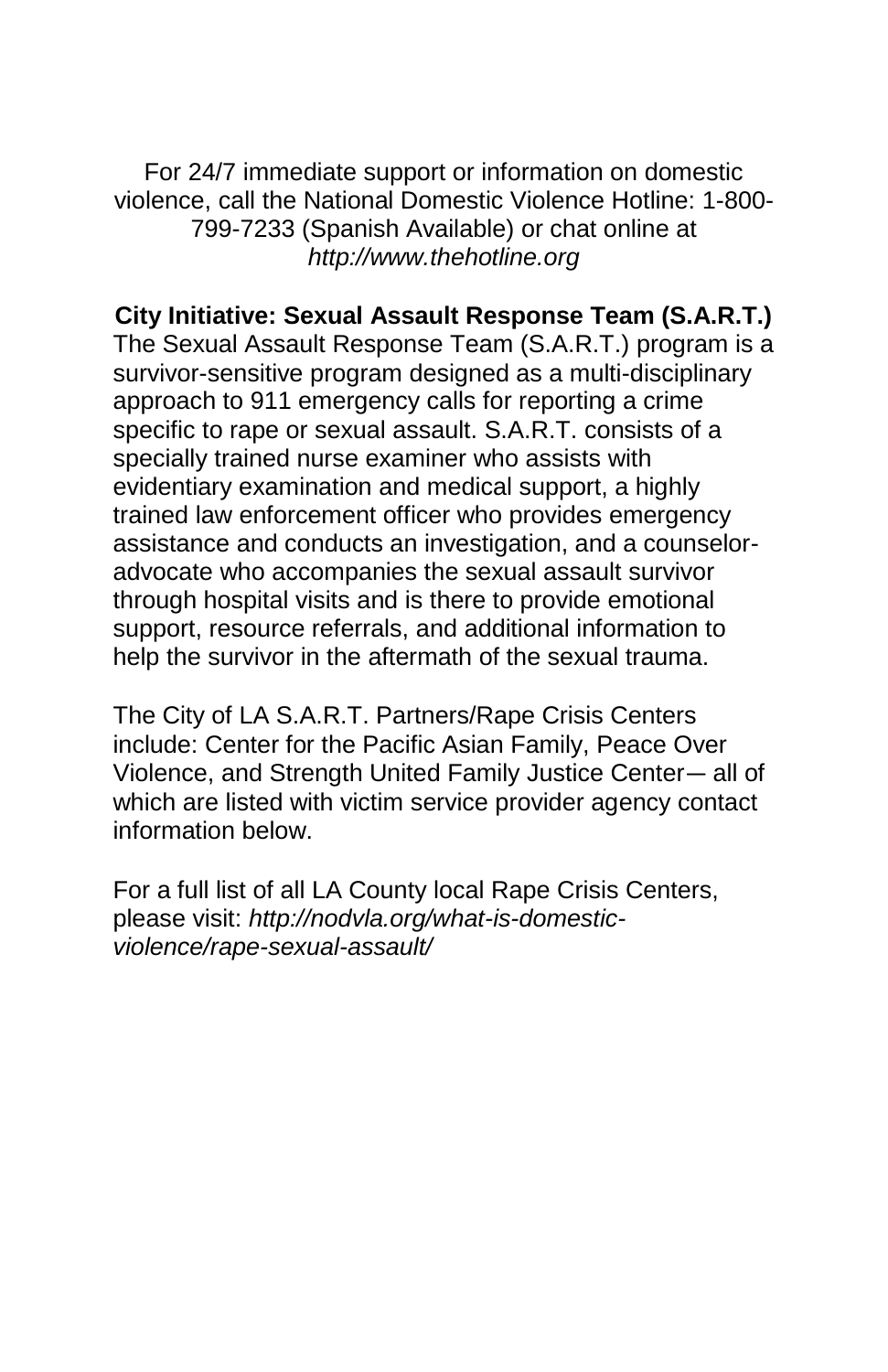For 24/7 immediate support or information on domestic violence, call the National Domestic Violence Hotline: 1-800-799-7233 (Spanish Available) or chat online at *http://www.thehotline.org*

**City Initiative: Sexual Assault Response Team (S.A.R.T.)**

The Sexual Assault Response Team (S.A.R.T.) program is a survivor-sensitive program designed as a multi-disciplinary approach to 911 emergency calls for reporting a crime specific to rape or sexual assault. S.A.R.T. consists of a specially trained nurse examiner who assists with evidentiary examination and medical support, a highly trained law enforcement officer who provides emergency assistance and conducts an investigation, and a counselor-advocate who accompanies the sexual assault survivor through hospital visits and is there to provide emotional support, resource referrals, and additional information to help the survivor in the aftermath of the sexual trauma.

The City of LA S.A.R.T. Partners/Rape Crisis Centers include: Center for the Pacific Asian Family, Peace Over Violence, and Strength United Family Justice Center— all of which are listed with victim service provider agency contact information below.

For a full list of all LA County local Rape Crisis Centers, please visit: *http://nodvla.org/what-is-domestic-violence/rape-sexual-assault/*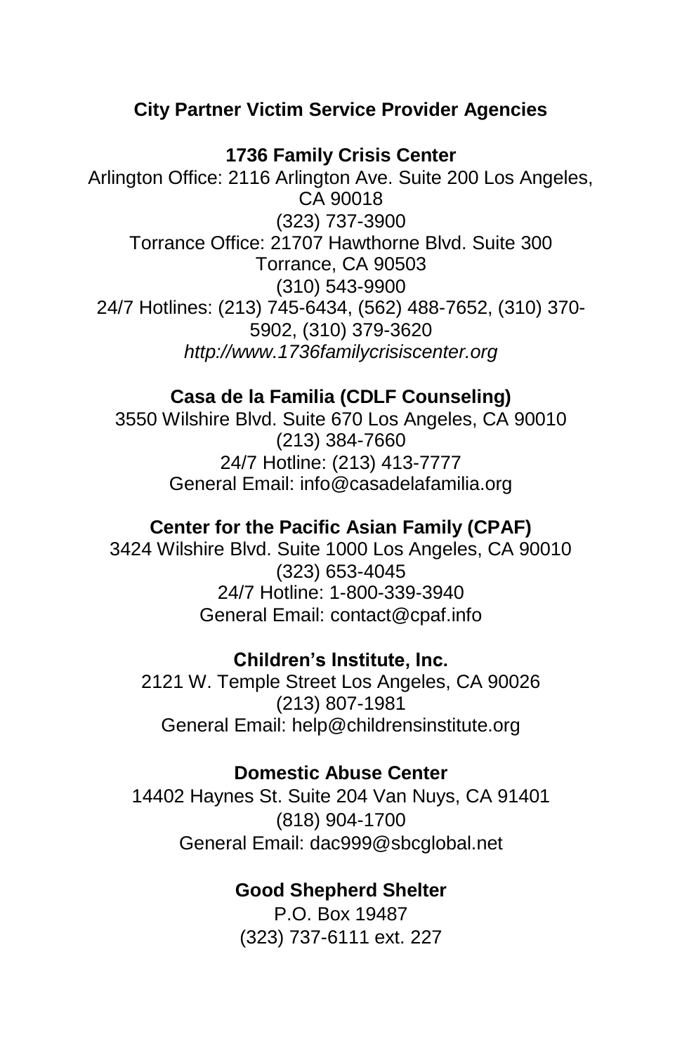## City Partner Victim Service Provider Agencies

**1736 Family Crisis Center**

Arlington Office: 2116 Arlington Ave. Suite 200 Los Angeles, CA 90018

(323) 737-3900

Torrance Office: 21707 Hawthorne Blvd. Suite 300 Torrance, CA 90503

(310) 543-9900

24/7 Hotlines: (213) 745-6434, (562) 488-7652, (310) 370-5902, (310) 379-3620

*http://www.1736familycrisiscenter.org*

**Casa de la Familia (CDLF Counseling)**

3550 Wilshire Blvd. Suite 670 Los Angeles, CA 90010

(213) 384-7660

24/7 Hotline: (213) 413-7777

General Email: info@casadelafamilia.org

**Center for the Pacific Asian Family (CPAF)**

3424 Wilshire Blvd. Suite 1000 Los Angeles, CA 90010

(323) 653-4045

24/7 Hotline: 1-800-339-3940

General Email: contact@cpaf.info

**Children's Institute, Inc.**

2121 W. Temple Street Los Angeles, CA 90026

(213) 807-1981

General Email: help@childrensinstitute.org

**Domestic Abuse Center**

14402 Haynes St. Suite 204 Van Nuys, CA 91401

(818) 904-1700

General Email: dac999@sbcglobal.net

**Good Shepherd Shelter**

P.O. Box 19487

(323) 737-6111 ext. 227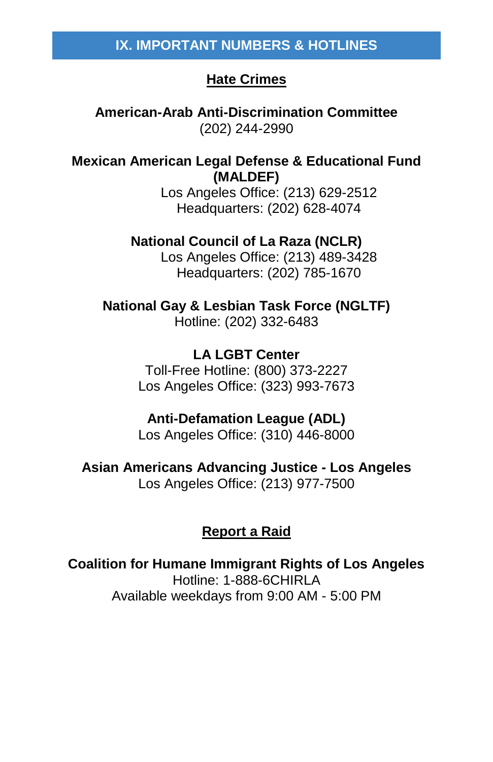## IX. IMPORTANT NUMBERS & HOTLINES

### Hate Crimes

**American-Arab Anti-Discrimination Committee**
(202) 244-2990

**Mexican American Legal Defense & Educational Fund (MALDEF)**
Los Angeles Office: (213) 629-2512
Headquarters: (202) 628-4074

**National Council of La Raza (NCLR)**
Los Angeles Office: (213) 489-3428
Headquarters: (202) 785-1670

**National Gay & Lesbian Task Force (NGLTF)**
Hotline: (202) 332-6483

**LA LGBT Center**
Toll-Free Hotline: (800) 373-2227
Los Angeles Office: (323) 993-7673

**Anti-Defamation League (ADL)**
Los Angeles Office: (310) 446-8000

**Asian Americans Advancing Justice - Los Angeles**
Los Angeles Office: (213) 977-7500

### Report a Raid

**Coalition for Humane Immigrant Rights of Los Angeles**
Hotline: 1-888-6CHIRLA
Available weekdays from 9:00 AM - 5:00 PM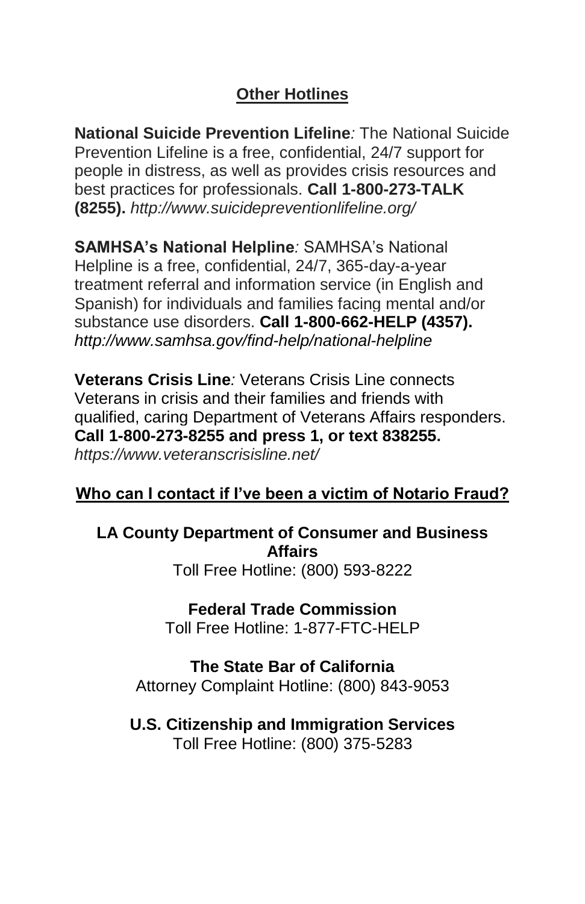## Other Hotlines

**National Suicide Prevention Lifeline***:* The National Suicide Prevention Lifeline is a free, confidential, 24/7 support for people in distress, as well as provides crisis resources and best practices for professionals. **Call 1-800-273-TALK (8255).** *http://www.suicidepreventionlifeline.org/*

**SAMHSA's National Helpline***:* SAMHSA's National Helpline is a free, confidential, 24/7, 365-day-a-year treatment referral and information service (in English and Spanish) for individuals and families facing mental and/or substance use disorders. **Call 1-800-662-HELP (4357).** *http://www.samhsa.gov/find-help/national-helpline*

**Veterans Crisis Line***:* Veterans Crisis Line connects Veterans in crisis and their families and friends with qualified, caring Department of Veterans Affairs responders. **Call 1-800-273-8255 and press 1, or text 838255.** *https://www.veteranscrisisline.net/*

## Who can I contact if I've been a victim of Notario Fraud?

**LA County Department of Consumer and Business Affairs**
Toll Free Hotline: (800) 593-8222

**Federal Trade Commission**
Toll Free Hotline: 1-877-FTC-HELP

**The State Bar of California**
Attorney Complaint Hotline: (800) 843-9053

**U.S. Citizenship and Immigration Services**
Toll Free Hotline: (800) 375-5283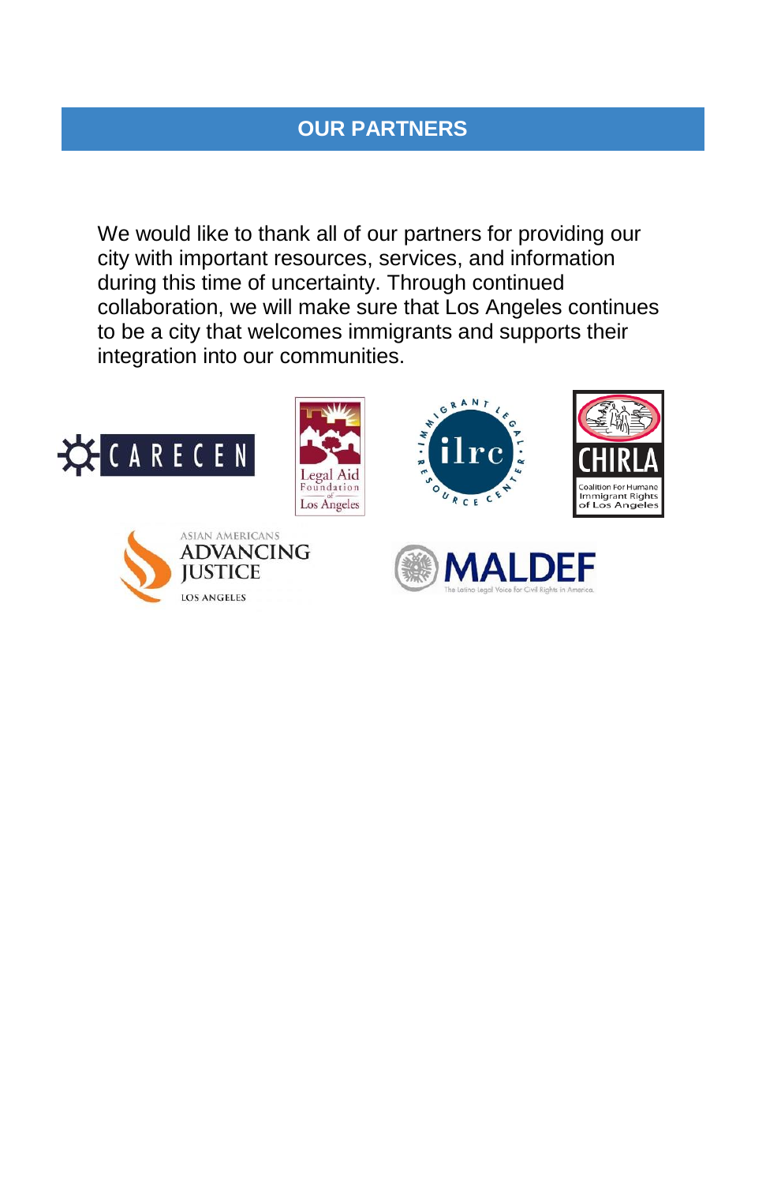## OUR PARTNERS

We would like to thank all of our partners for providing our city with important resources, services, and information during this time of uncertainty. Through continued collaboration, we will make sure that Los Angeles continues to be a city that welcomes immigrants and supports their integration into our communities.

CARECEN

Legal Aid Foundation of Los Angeles

Immigrant Legal Resource Center (ilrc)

CHIRLA – Coalition For Humane Immigrant Rights of Los Angeles

Asian Americans Advancing Justice – Los Angeles

MALDEF – The Latino Legal Voice for Civil Rights in America.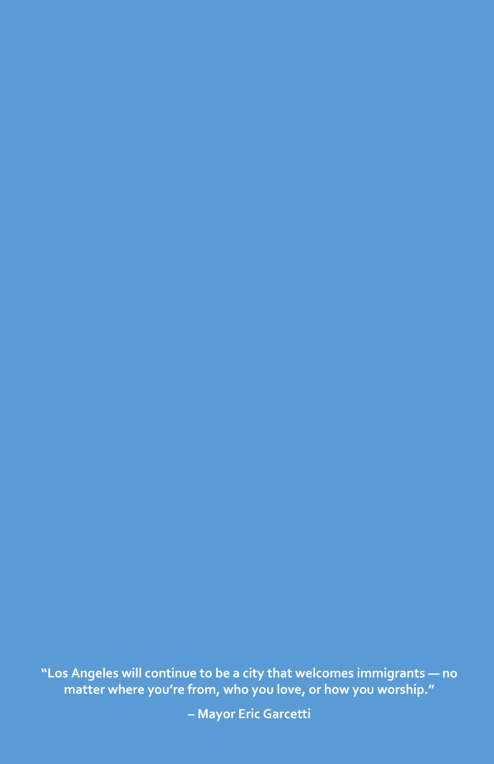**"Los Angeles will continue to be a city that welcomes immigrants — no matter where you're from, who you love, or how you worship."**

**– Mayor Eric Garcetti**